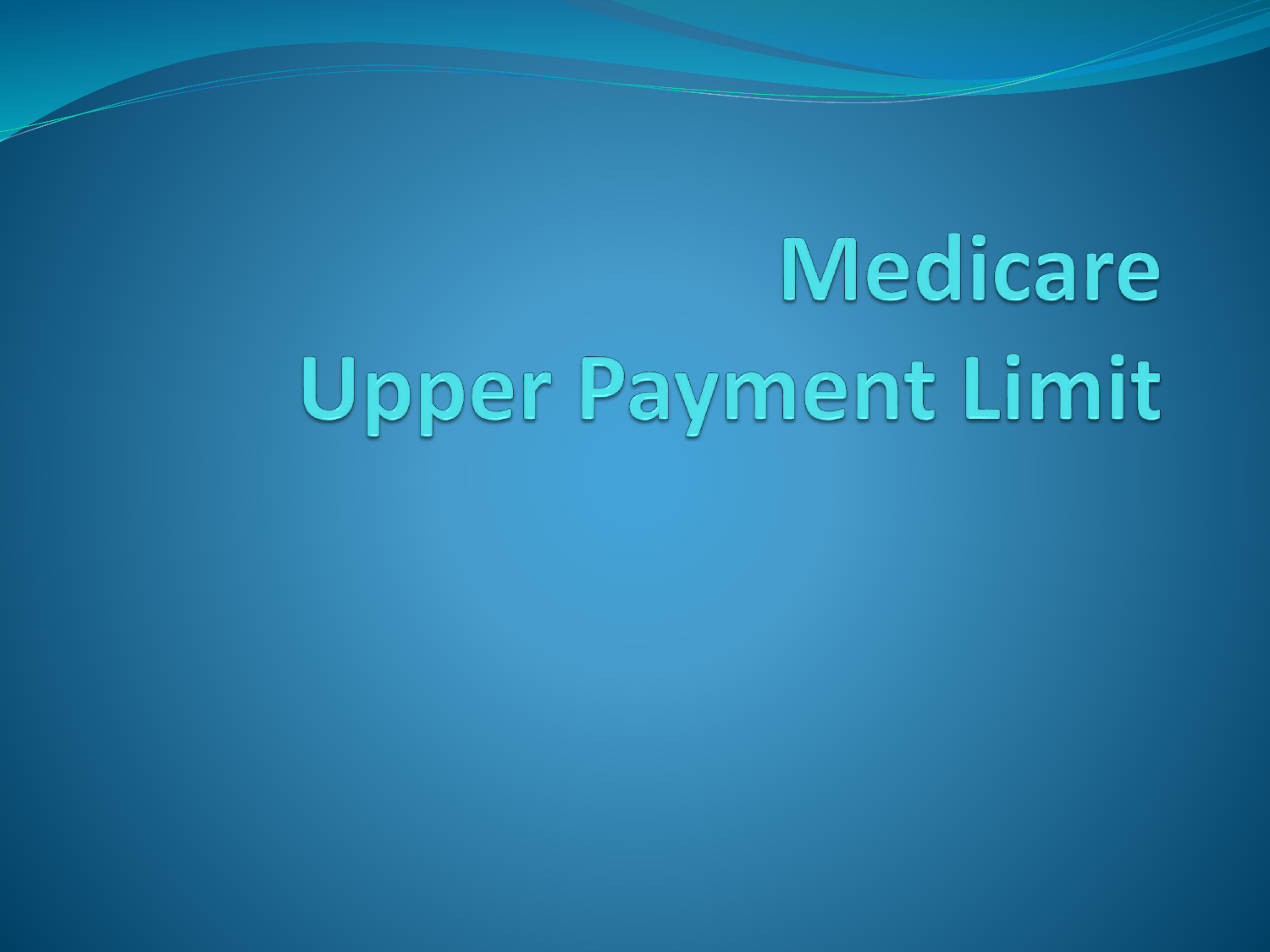# Medicare Upper Payment Limit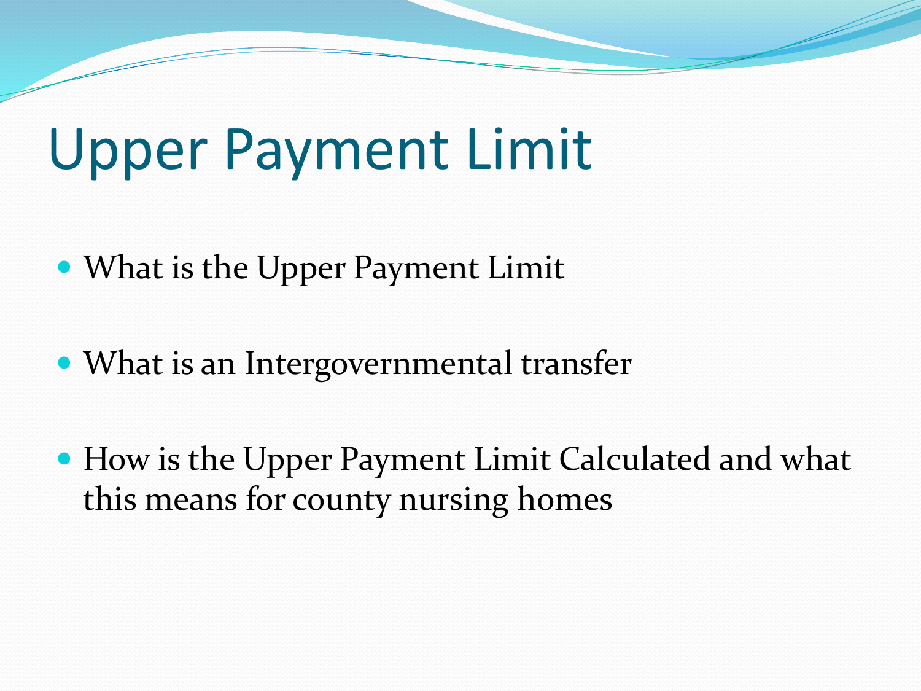# Upper Payment Limit

- What is the Upper Payment Limit
- What is an Intergovernmental transfer
- How is the Upper Payment Limit Calculated and what this means for county nursing homes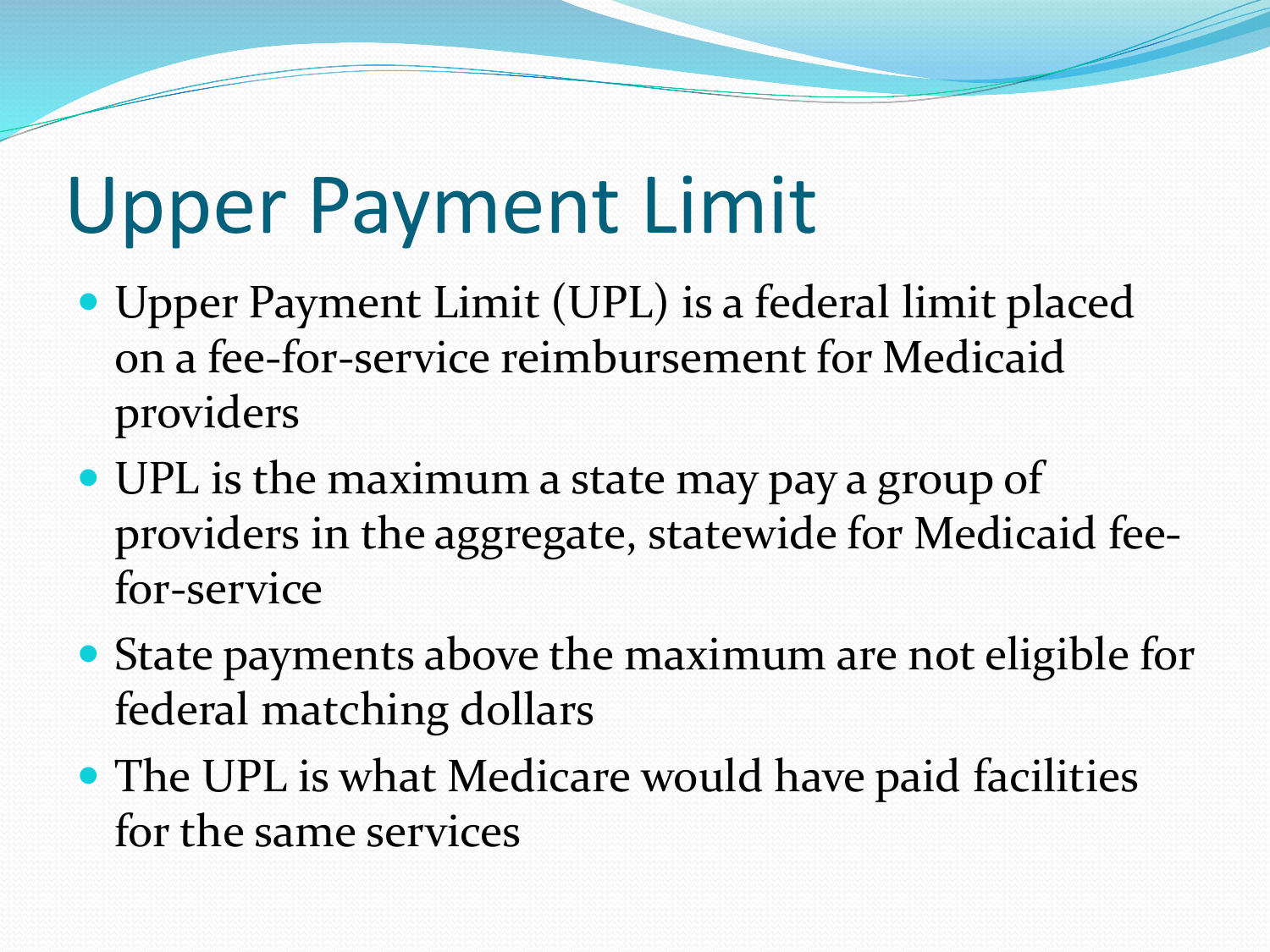# Upper Payment Limit

- Upper Payment Limit (UPL) is a federal limit placed on a fee-for-service reimbursement for Medicaid providers
- UPL is the maximum a state may pay a group of providers in the aggregate, statewide for Medicaid fee-for-service
- State payments above the maximum are not eligible for federal matching dollars
- The UPL is what Medicare would have paid facilities for the same services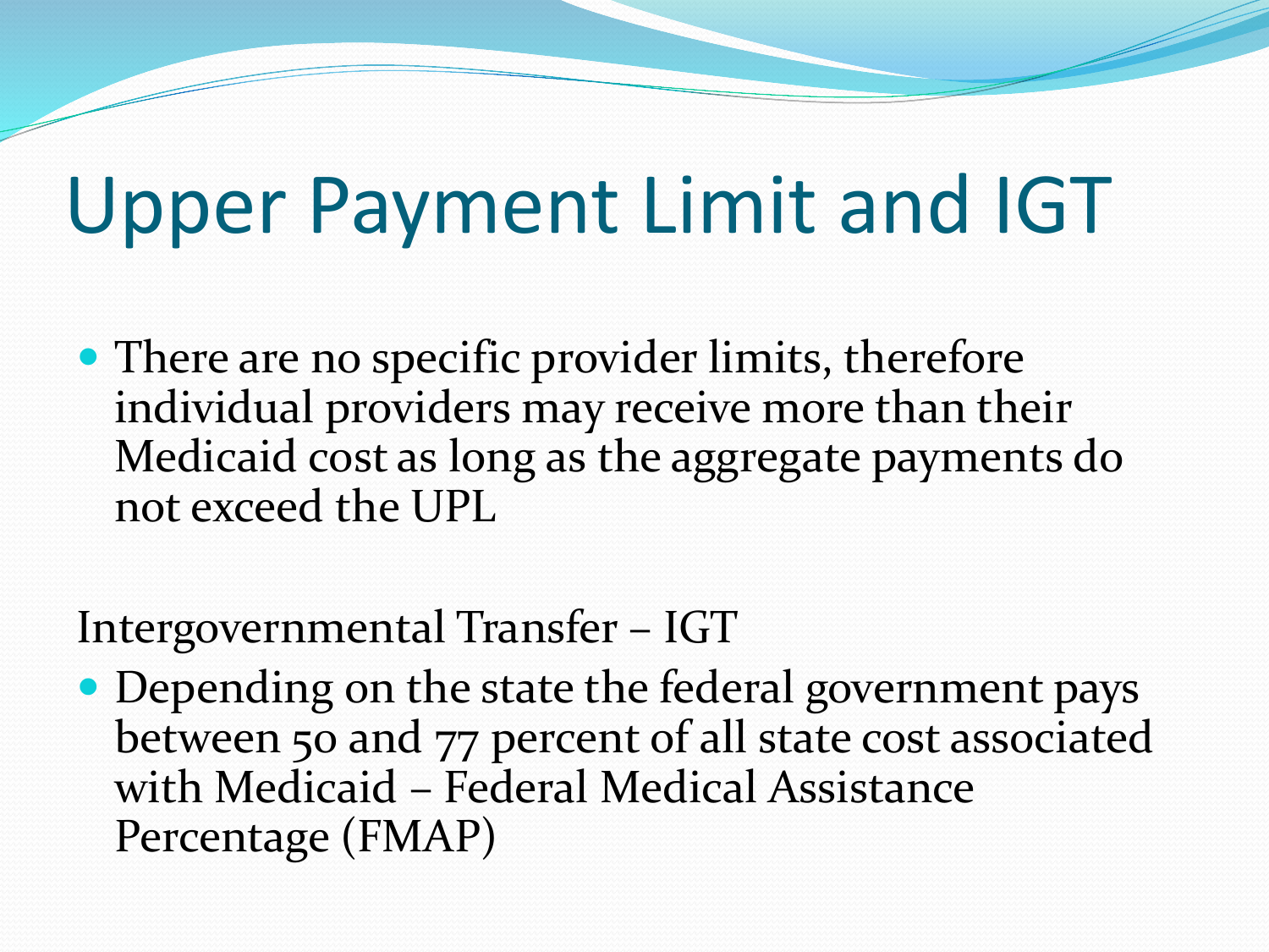# Upper Payment Limit and IGT

- There are no specific provider limits, therefore individual providers may receive more than their Medicaid cost as long as the aggregate payments do not exceed the UPL

Intergovernmental Transfer – IGT

- Depending on the state the federal government pays between 50 and 77 percent of all state cost associated with Medicaid – Federal Medical Assistance Percentage (FMAP)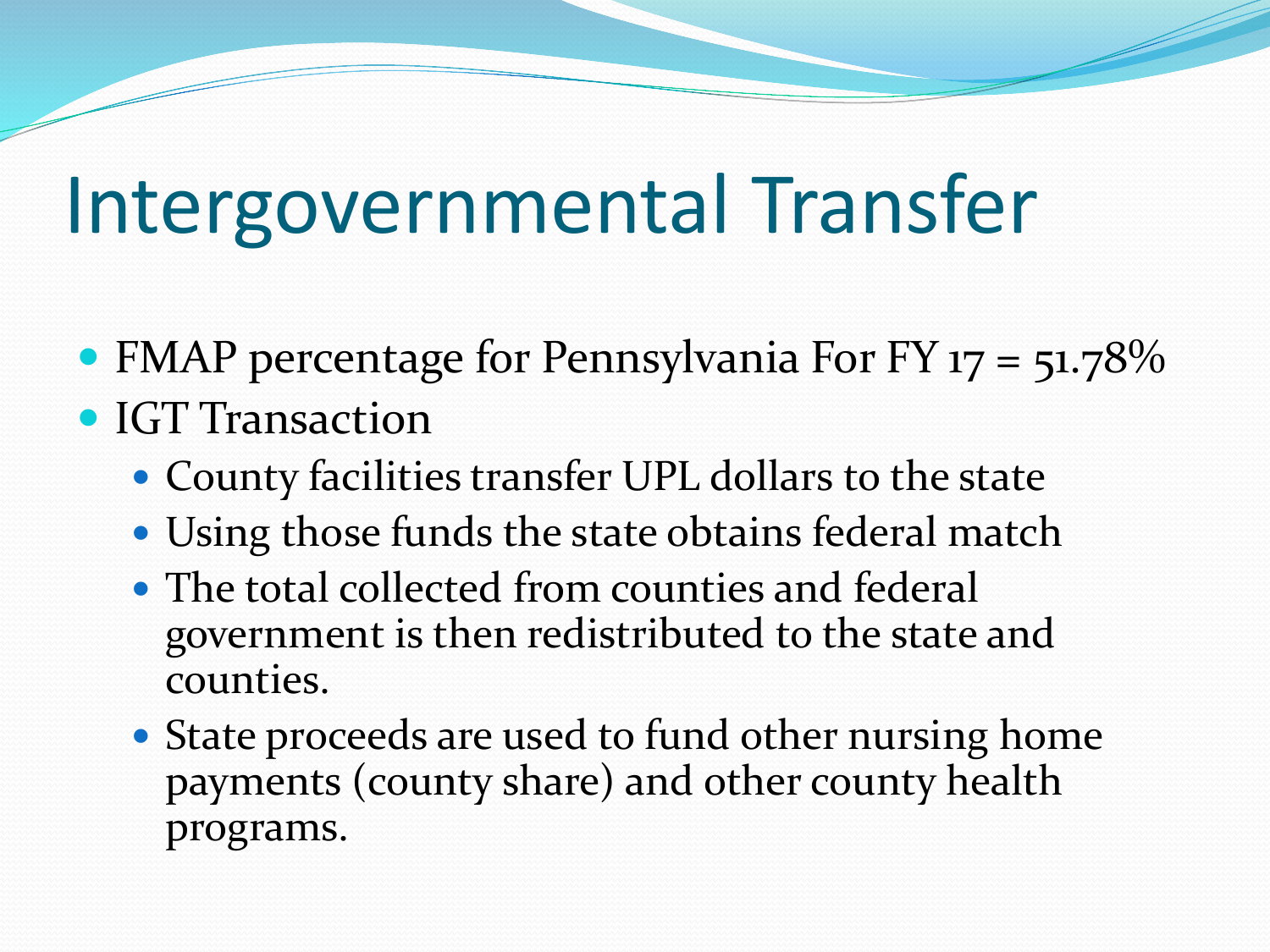# Intergovernmental Transfer

- FMAP percentage for Pennsylvania For FY 17 = 51.78%
- IGT Transaction
  - County facilities transfer UPL dollars to the state
  - Using those funds the state obtains federal match
  - The total collected from counties and federal government is then redistributed to the state and counties.
  - State proceeds are used to fund other nursing home payments (county share) and other county health programs.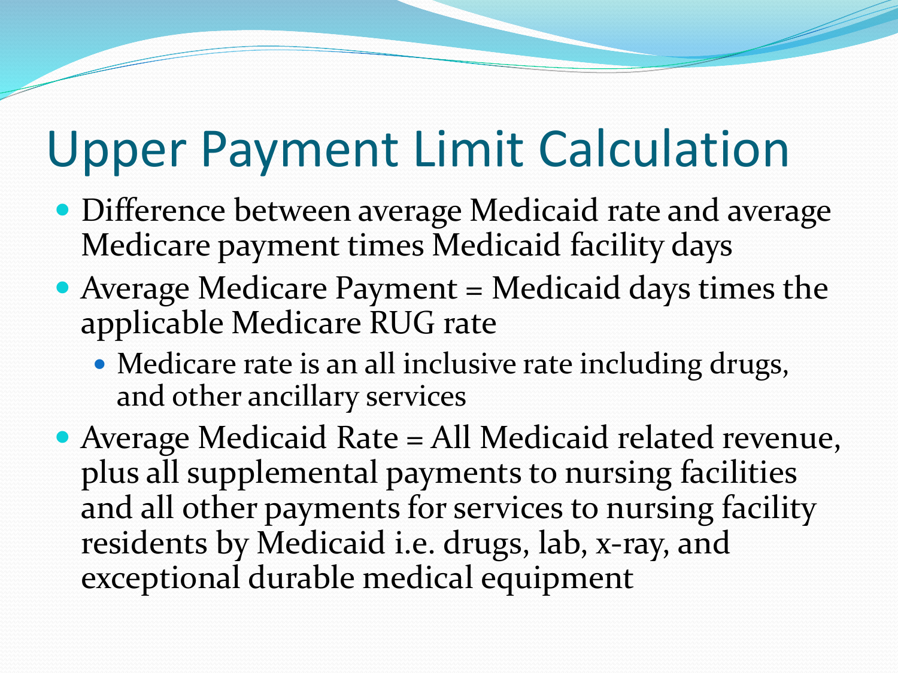# Upper Payment Limit Calculation

- Difference between average Medicaid rate and average Medicare payment times Medicaid facility days
- Average Medicare Payment = Medicaid days times the applicable Medicare RUG rate
  - Medicare rate is an all inclusive rate including drugs, and other ancillary services
- Average Medicaid Rate = All Medicaid related revenue, plus all supplemental payments to nursing facilities and all other payments for services to nursing facility residents by Medicaid i.e. drugs, lab, x-ray, and exceptional durable medical equipment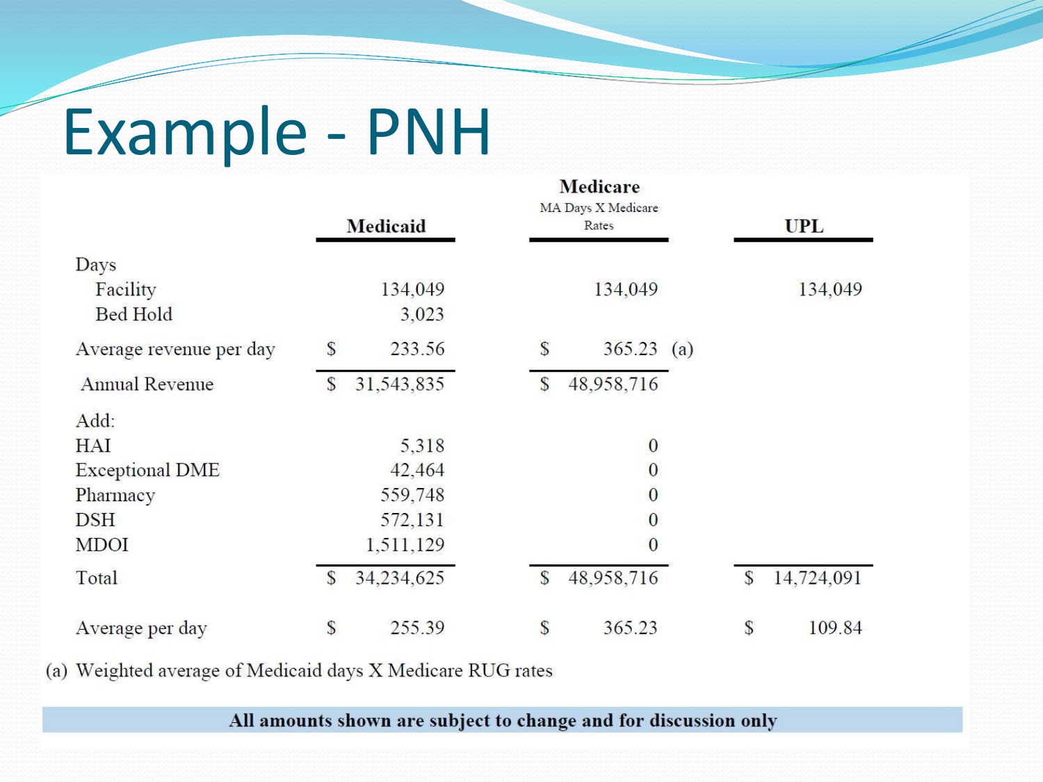# Example - PNH

| | Medicaid | Medicare<br>MA Days X Medicare Rates | UPL |
|---|---|---|---|
| Days | | | |
| Facility | 134,049 | 134,049 | 134,049 |
| Bed Hold | 3,023 | | |
| Average revenue per day | $ 233.56 | $ 365.23 (a) | |
| Annual Revenue | $ 31,543,835 | $ 48,958,716 | |
| Add: | | | |
| HAI | 5,318 | 0 | |
| Exceptional DME | 42,464 | 0 | |
| Pharmacy | 559,748 | 0 | |
| DSH | 572,131 | 0 | |
| MDOI | 1,511,129 | 0 | |
| Total | $ 34,234,625 | $ 48,958,716 | $ 14,724,091 |
| Average per day | $ 255.39 | $ 365.23 | $ 109.84 |

(a) Weighted average of Medicaid days X Medicare RUG rates

**All amounts shown are subject to change and for discussion only**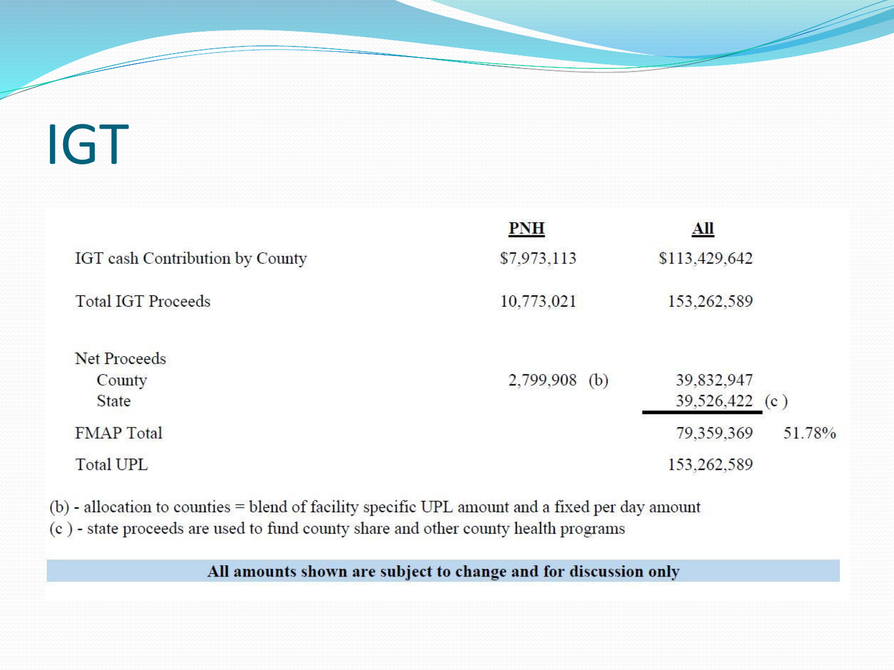# IGT

| | PNH | | All | | |
|---|---|---|---|---|---|
| IGT cash Contribution by County | $7,973,113 | | $113,429,642 | | |
| Total IGT Proceeds | 10,773,021 | | 153,262,589 | | |
| Net Proceeds | | | | | |
| County | 2,799,908 | (b) | 39,832,947 | | |
| State | | | 39,526,422 | (c ) | |
| FMAP Total | | | 79,359,369 | | 51.78% |
| Total UPL | | | 153,262,589 | | |

(b) - allocation to counties = blend of facility specific UPL amount and a fixed per day amount
(c ) - state proceeds are used to fund county share and other county health programs

**All amounts shown are subject to change and for discussion only**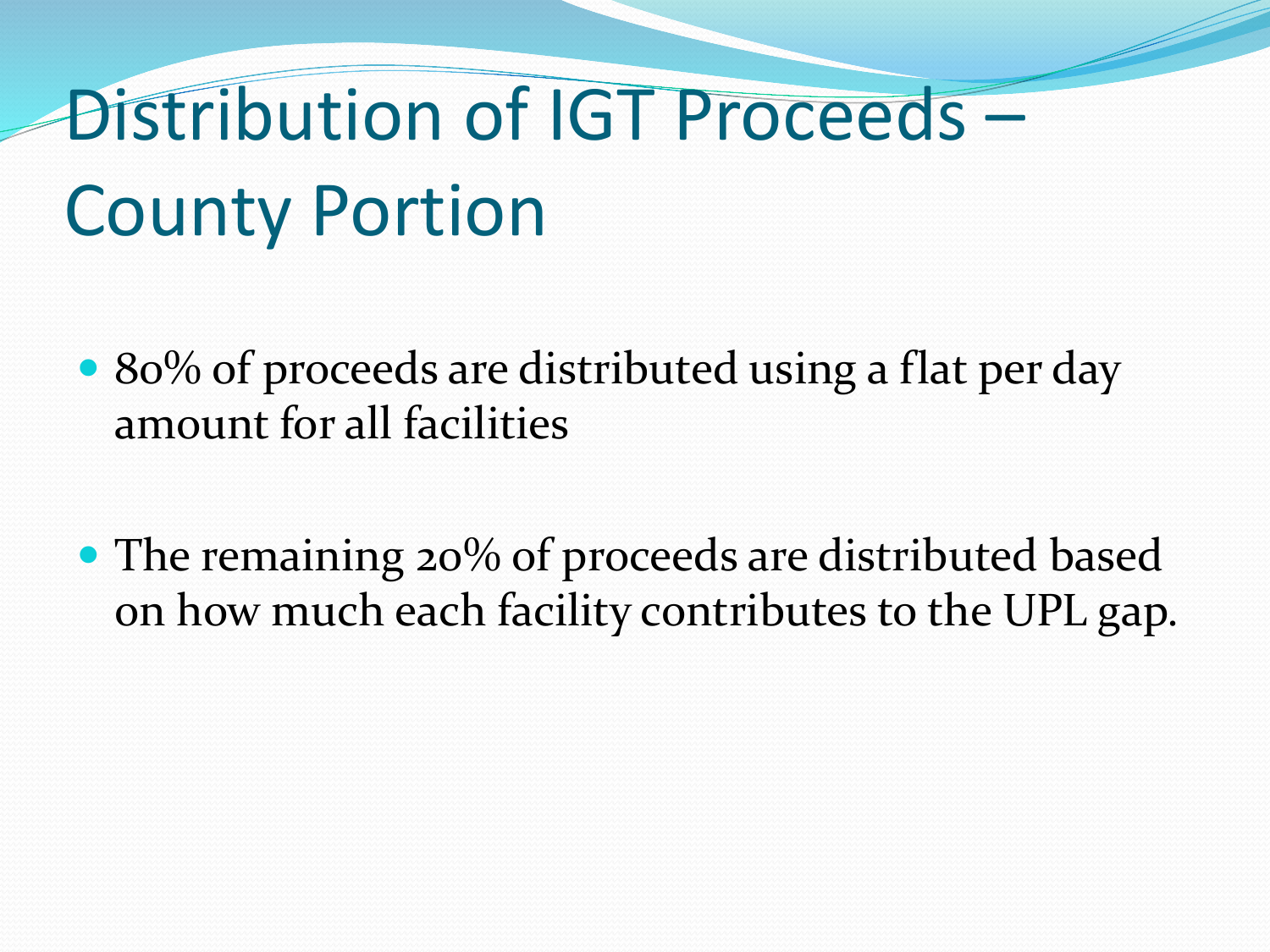# Distribution of IGT Proceeds – County Portion

- 80% of proceeds are distributed using a flat per day amount for all facilities
- The remaining 20% of proceeds are distributed based on how much each facility contributes to the UPL gap.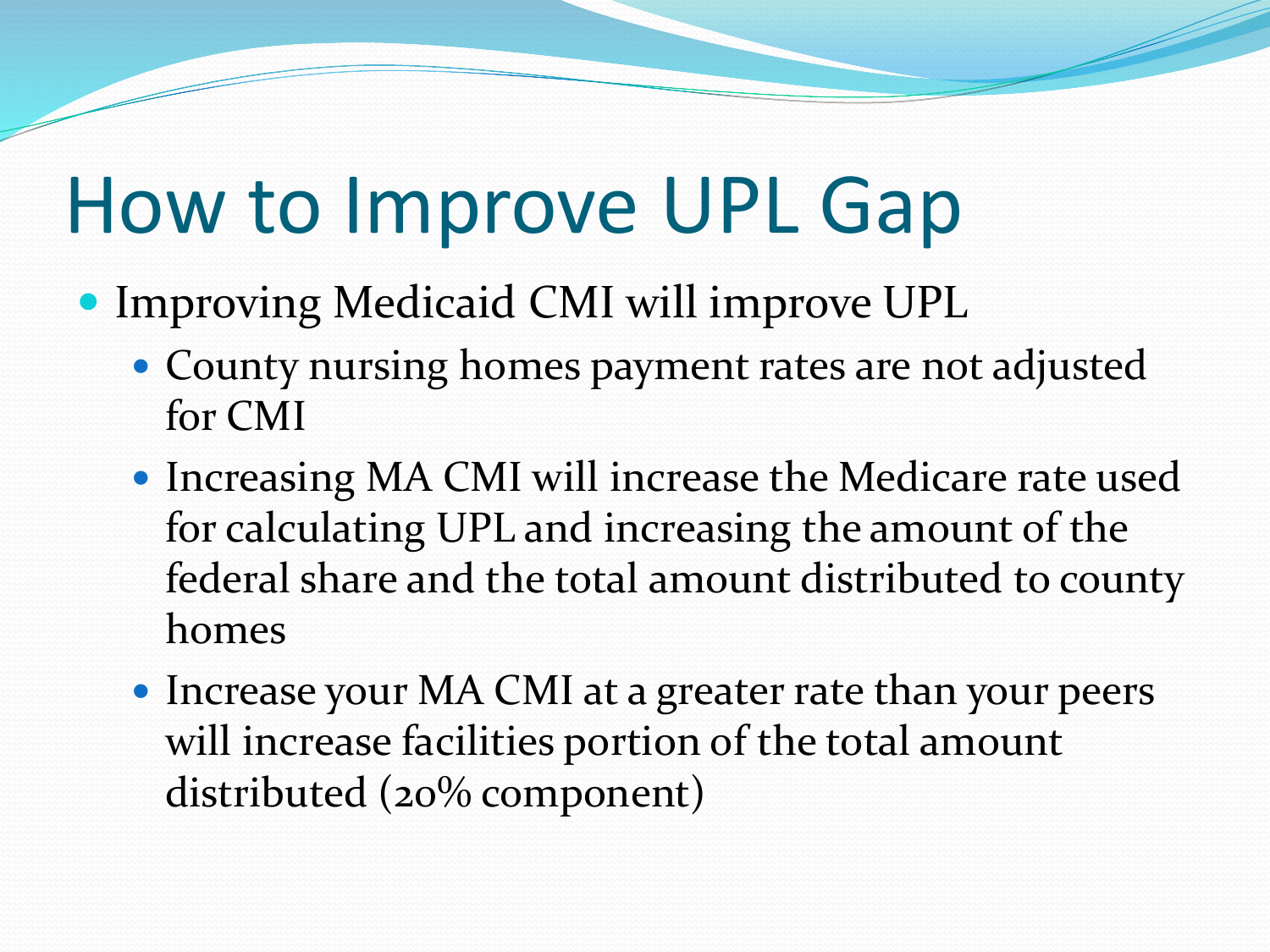# How to Improve UPL Gap

- Improving Medicaid CMI will improve UPL
  - County nursing homes payment rates are not adjusted for CMI
  - Increasing MA CMI will increase the Medicare rate used for calculating UPL and increasing the amount of the federal share and the total amount distributed to county homes
  - Increase your MA CMI at a greater rate than your peers will increase facilities portion of the total amount distributed (20% component)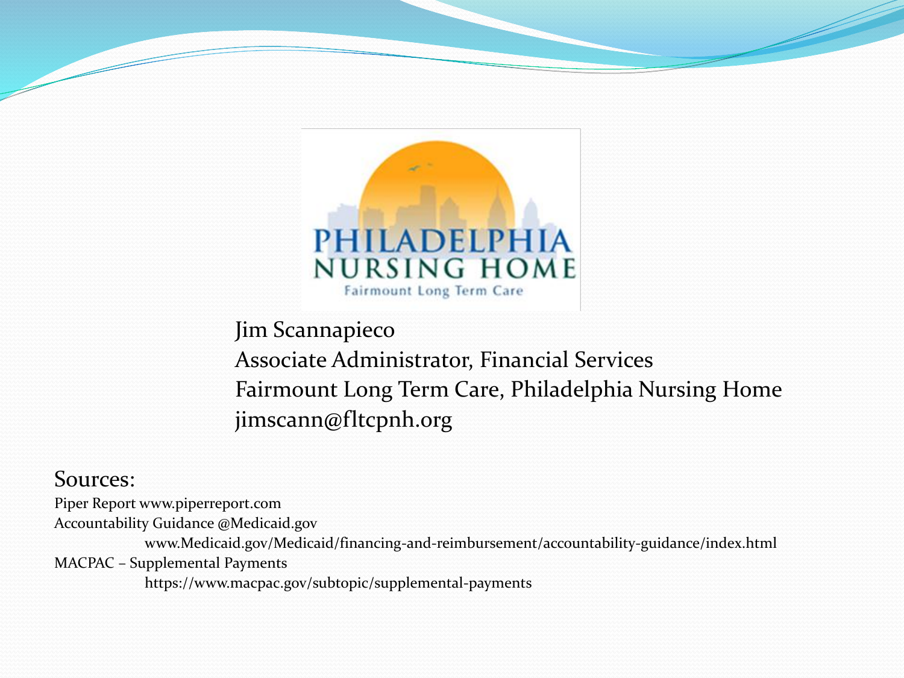Jim Scannapieco
Associate Administrator, Financial Services
Fairmount Long Term Care, Philadelphia Nursing Home
jimscann@fltcpnh.org

Sources:

Piper Report www.piperreport.com

Accountability Guidance @Medicaid.gov

www.Medicaid.gov/Medicaid/financing-and-reimbursement/accountability-guidance/index.html

MACPAC – Supplemental Payments

https://www.macpac.gov/subtopic/supplemental-payments